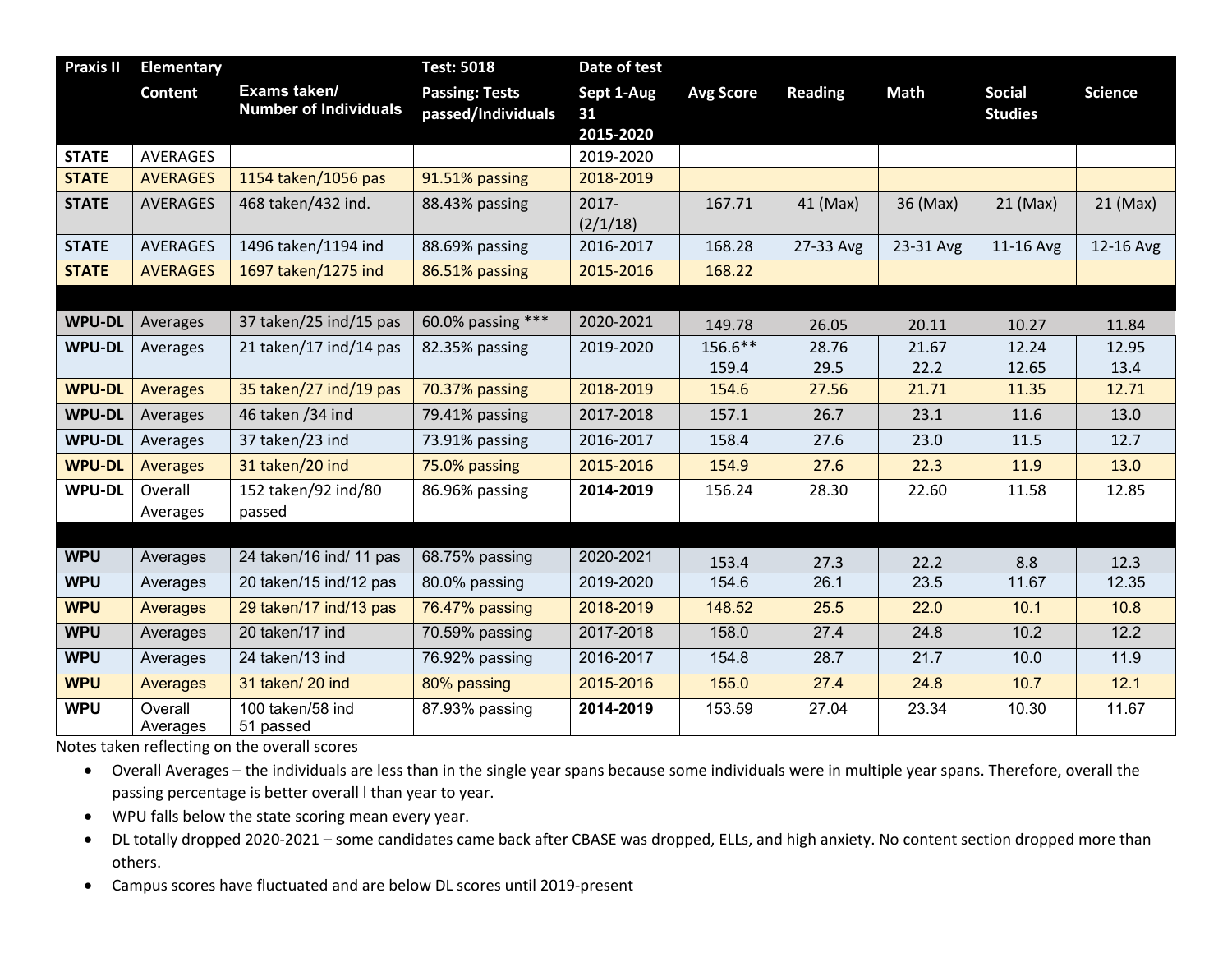| Praxis II | Elementary Content | Exams taken/ Number of Individuals | Test: 5018 Passing: Tests passed/Individuals | Date of test Sept 1-Aug 31 2015-2020 | Avg Score | Reading | Math | Social Studies | Science |
|---|---|---|---|---|---|---|---|---|---|
| STATE | AVERAGES | | | 2019-2020 | | | | | |
| STATE | AVERAGES | 1154 taken/1056 pas | 91.51% passing | 2018-2019 | | | | | |
| STATE | AVERAGES | 468 taken/432 ind. | 88.43% passing | 2017-(2/1/18) | 167.71 | 41 (Max) | 36 (Max) | 21 (Max) | 21 (Max) |
| STATE | AVERAGES | 1496 taken/1194 ind | 88.69% passing | 2016-2017 | 168.28 | 27-33 Avg | 23-31 Avg | 11-16 Avg | 12-16 Avg |
| STATE | AVERAGES | 1697 taken/1275 ind | 86.51% passing | 2015-2016 | 168.22 | | | | |
| | | | | | | | | | |
| WPU-DL | Averages | 37 taken/25 ind/15 pas | 60.0% passing *** | 2020-2021 | 149.78 | 26.05 | 20.11 | 10.27 | 11.84 |
| WPU-DL | Averages | 21 taken/17 ind/14 pas | 82.35% passing | 2019-2020 | 156.6** 159.4 | 28.76 29.5 | 21.67 22.2 | 12.24 12.65 | 12.95 13.4 |
| WPU-DL | Averages | 35 taken/27 ind/19 pas | 70.37% passing | 2018-2019 | 154.6 | 27.56 | 21.71 | 11.35 | 12.71 |
| WPU-DL | Averages | 46 taken /34 ind | 79.41% passing | 2017-2018 | 157.1 | 26.7 | 23.1 | 11.6 | 13.0 |
| WPU-DL | Averages | 37 taken/23 ind | 73.91% passing | 2016-2017 | 158.4 | 27.6 | 23.0 | 11.5 | 12.7 |
| WPU-DL | Averages | 31 taken/20 ind | 75.0% passing | 2015-2016 | 154.9 | 27.6 | 22.3 | 11.9 | 13.0 |
| WPU-DL | Overall Averages | 152 taken/92 ind/80 passed | 86.96% passing | **2014-2019** | 156.24 | 28.30 | 22.60 | 11.58 | 12.85 |
| | | | | | | | | | |
| WPU | Averages | 24 taken/16 ind/ 11 pas | 68.75% passing | 2020-2021 | 153.4 | 27.3 | 22.2 | 8.8 | 12.3 |
| WPU | Averages | 20 taken/15 ind/12 pas | 80.0% passing | 2019-2020 | 154.6 | 26.1 | 23.5 | 11.67 | 12.35 |
| WPU | Averages | 29 taken/17 ind/13 pas | 76.47% passing | 2018-2019 | 148.52 | 25.5 | 22.0 | 10.1 | 10.8 |
| WPU | Averages | 20 taken/17 ind | 70.59% passing | 2017-2018 | 158.0 | 27.4 | 24.8 | 10.2 | 12.2 |
| WPU | Averages | 24 taken/13 ind | 76.92% passing | 2016-2017 | 154.8 | 28.7 | 21.7 | 10.0 | 11.9 |
| WPU | Averages | 31 taken/ 20 ind | 80% passing | 2015-2016 | 155.0 | 27.4 | 24.8 | 10.7 | 12.1 |
| WPU | Overall Averages | 100 taken/58 ind 51 passed | 87.93% passing | **2014-2019** | 153.59 | 27.04 | 23.34 | 10.30 | 11.67 |

Notes taken reflecting on the overall scores

- Overall Averages – the individuals are less than in the single year spans because some individuals were in multiple year spans. Therefore, overall the passing percentage is better overall l than year to year.
- WPU falls below the state scoring mean every year.
- DL totally dropped 2020-2021 – some candidates came back after CBASE was dropped, ELLs, and high anxiety. No content section dropped more than others.
- Campus scores have fluctuated and are below DL scores until 2019-present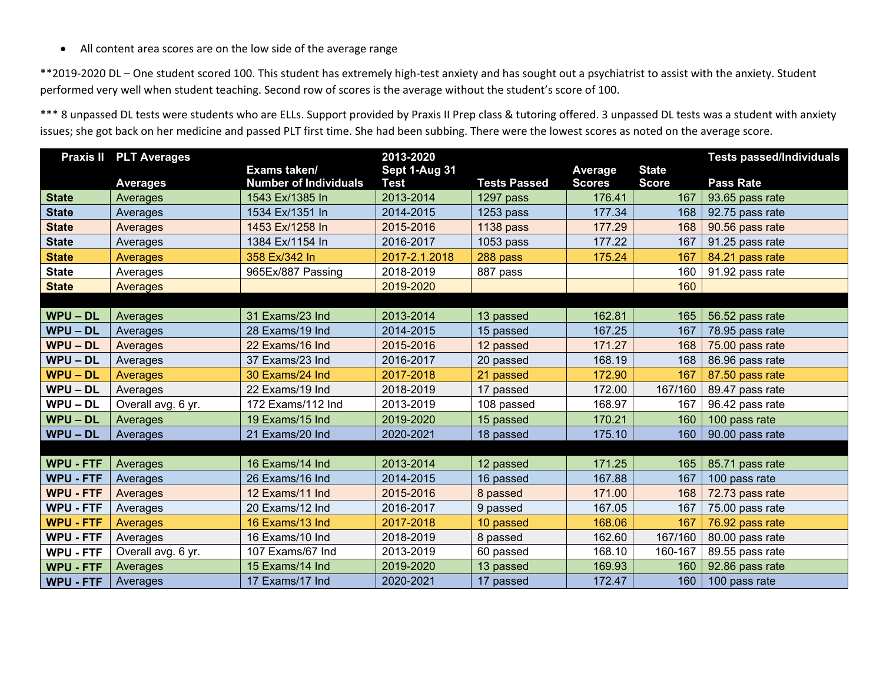- All content area scores are on the low side of the average range

**2019-2020 DL – One student scored 100. This student has extremely high-test anxiety and has sought out a psychiatrist to assist with the anxiety. Student performed very well when student teaching. Second row of scores is the average without the student's score of 100.

*** 8 unpassed DL tests were students who are ELLs. Support provided by Praxis II Prep class & tutoring offered. 3 unpassed DL tests was a student with anxiety issues; she got back on her medicine and passed PLT first time. She had been subbing. There were the lowest scores as noted on the average score.

| Praxis II | PLT Averages<br>Averages | Exams taken/<br>Number of Individuals | 2013-2020<br>Sept 1-Aug 31<br>Test | Tests Passed | Average Scores | State Score | Tests passed/Individuals<br>Pass Rate |
|---|---|---|---|---|---|---|---|
| State | Averages | 1543 Ex/1385 In | 2013-2014 | 1297 pass | 176.41 | 167 | 93.65 pass rate |
| State | Averages | 1534 Ex/1351 In | 2014-2015 | 1253 pass | 177.34 | 168 | 92.75 pass rate |
| State | Averages | 1453 Ex/1258 In | 2015-2016 | 1138 pass | 177.29 | 168 | 90.56 pass rate |
| State | Averages | 1384 Ex/1154 In | 2016-2017 | 1053 pass | 177.22 | 167 | 91.25 pass rate |
| State | Averages | 358 Ex/342 In | 2017-2.1.2018 | 288 pass | 175.24 | 167 | 84.21 pass rate |
| State | Averages | 965Ex/887 Passing | 2018-2019 | 887 pass | | 160 | 91.92 pass rate |
| State | Averages | | 2019-2020 | | | 160 | |
| | | | | | | | |
| WPU – DL | Averages | 31 Exams/23 Ind | 2013-2014 | 13 passed | 162.81 | 165 | 56.52 pass rate |
| WPU – DL | Averages | 28 Exams/19 Ind | 2014-2015 | 15 passed | 167.25 | 167 | 78.95 pass rate |
| WPU – DL | Averages | 22 Exams/16 Ind | 2015-2016 | 12 passed | 171.27 | 168 | 75.00 pass rate |
| WPU – DL | Averages | 37 Exams/23 Ind | 2016-2017 | 20 passed | 168.19 | 168 | 86.96 pass rate |
| WPU – DL | Averages | 30 Exams/24 Ind | 2017-2018 | 21 passed | 172.90 | 167 | 87.50 pass rate |
| WPU – DL | Averages | 22 Exams/19 Ind | 2018-2019 | 17 passed | 172.00 | 167/160 | 89.47 pass rate |
| WPU – DL | Overall avg. 6 yr. | 172 Exams/112 Ind | 2013-2019 | 108 passed | 168.97 | 167 | 96.42 pass rate |
| WPU – DL | Averages | 19 Exams/15 Ind | 2019-2020 | 15 passed | 170.21 | 160 | 100 pass rate |
| WPU – DL | Averages | 21 Exams/20 Ind | 2020-2021 | 18 passed | 175.10 | 160 | 90.00 pass rate |
| | | | | | | | |
| WPU - FTF | Averages | 16 Exams/14 Ind | 2013-2014 | 12 passed | 171.25 | 165 | 85.71 pass rate |
| WPU - FTF | Averages | 26 Exams/16 Ind | 2014-2015 | 16 passed | 167.88 | 167 | 100 pass rate |
| WPU - FTF | Averages | 12 Exams/11 Ind | 2015-2016 | 8 passed | 171.00 | 168 | 72.73 pass rate |
| WPU - FTF | Averages | 20 Exams/12 Ind | 2016-2017 | 9 passed | 167.05 | 167 | 75.00 pass rate |
| WPU - FTF | Averages | 16 Exams/13 Ind | 2017-2018 | 10 passed | 168.06 | 167 | 76.92 pass rate |
| WPU - FTF | Averages | 16 Exams/10 Ind | 2018-2019 | 8 passed | 162.60 | 167/160 | 80.00 pass rate |
| WPU - FTF | Overall avg. 6 yr. | 107 Exams/67 Ind | 2013-2019 | 60 passed | 168.10 | 160-167 | 89.55 pass rate |
| WPU - FTF | Averages | 15 Exams/14 Ind | 2019-2020 | 13 passed | 169.93 | 160 | 92.86 pass rate |
| WPU - FTF | Averages | 17 Exams/17 Ind | 2020-2021 | 17 passed | 172.47 | 160 | 100 pass rate |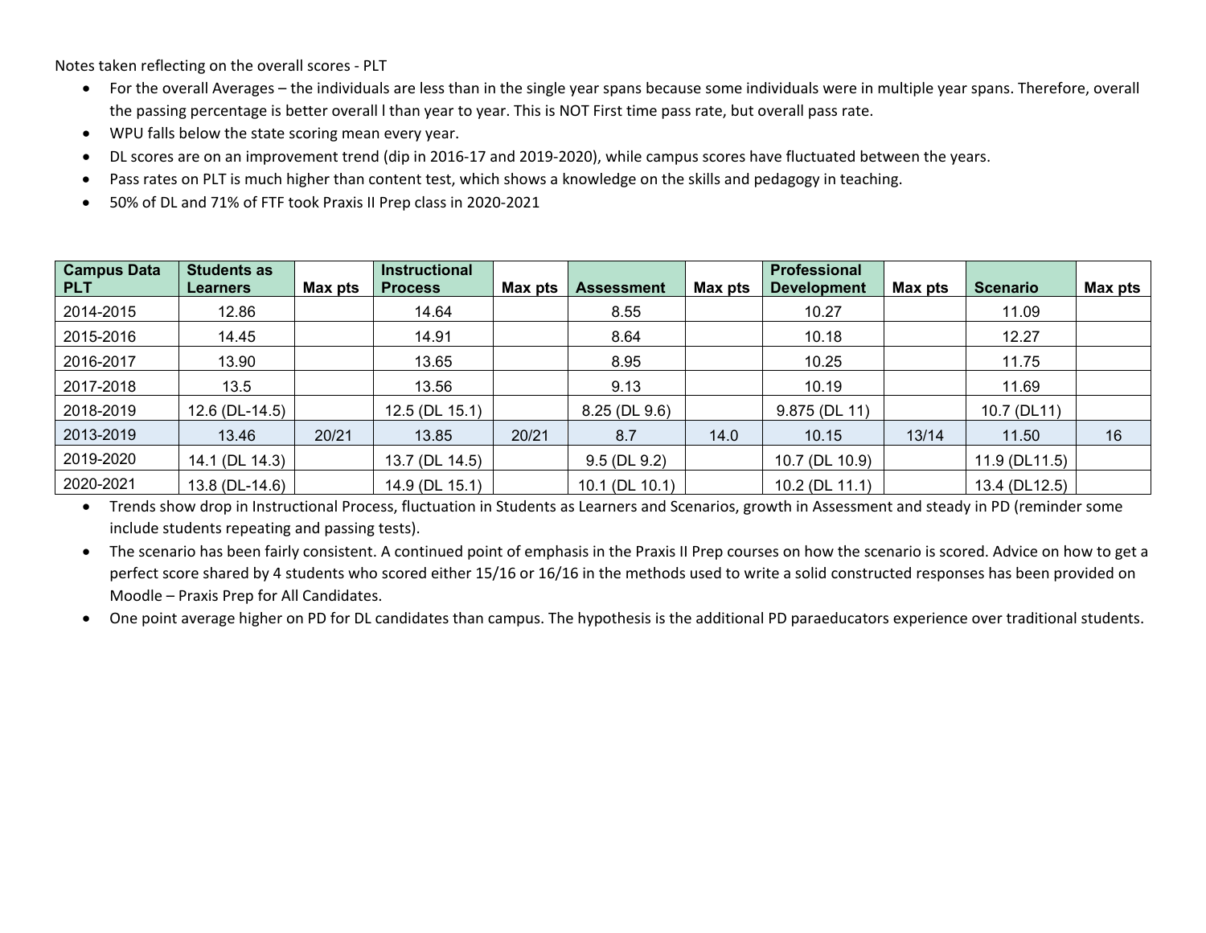Notes taken reflecting on the overall scores - PLT

- For the overall Averages – the individuals are less than in the single year spans because some individuals were in multiple year spans. Therefore, overall the passing percentage is better overall l than year to year. This is NOT First time pass rate, but overall pass rate.
- WPU falls below the state scoring mean every year.
- DL scores are on an improvement trend (dip in 2016-17 and 2019-2020), while campus scores have fluctuated between the years.
- Pass rates on PLT is much higher than content test, which shows a knowledge on the skills and pedagogy in teaching.
- 50% of DL and 71% of FTF took Praxis II Prep class in 2020-2021

| Campus Data PLT | Students as Learners | Max pts | Instructional Process | Max pts | Assessment | Max pts | Professional Development | Max pts | Scenario | Max pts |
|---|---|---|---|---|---|---|---|---|---|---|
| 2014-2015 | 12.86 | | 14.64 | | 8.55 | | 10.27 | | 11.09 | |
| 2015-2016 | 14.45 | | 14.91 | | 8.64 | | 10.18 | | 12.27 | |
| 2016-2017 | 13.90 | | 13.65 | | 8.95 | | 10.25 | | 11.75 | |
| 2017-2018 | 13.5 | | 13.56 | | 9.13 | | 10.19 | | 11.69 | |
| 2018-2019 | 12.6 (DL-14.5) | | 12.5 (DL 15.1) | | 8.25 (DL 9.6) | | 9.875 (DL 11) | | 10.7 (DL11) | |
| 2013-2019 | 13.46 | 20/21 | 13.85 | 20/21 | 8.7 | 14.0 | 10.15 | 13/14 | 11.50 | 16 |
| 2019-2020 | 14.1 (DL 14.3) | | 13.7 (DL 14.5) | | 9.5 (DL 9.2) | | 10.7 (DL 10.9) | | 11.9 (DL11.5) | |
| 2020-2021 | 13.8 (DL-14.6) | | 14.9 (DL 15.1) | | 10.1 (DL 10.1) | | 10.2 (DL 11.1) | | 13.4 (DL12.5) | |

- Trends show drop in Instructional Process, fluctuation in Students as Learners and Scenarios, growth in Assessment and steady in PD (reminder some include students repeating and passing tests).
- The scenario has been fairly consistent. A continued point of emphasis in the Praxis II Prep courses on how the scenario is scored. Advice on how to get a perfect score shared by 4 students who scored either 15/16 or 16/16 in the methods used to write a solid constructed responses has been provided on Moodle – Praxis Prep for All Candidates.
- One point average higher on PD for DL candidates than campus. The hypothesis is the additional PD paraeducators experience over traditional students.